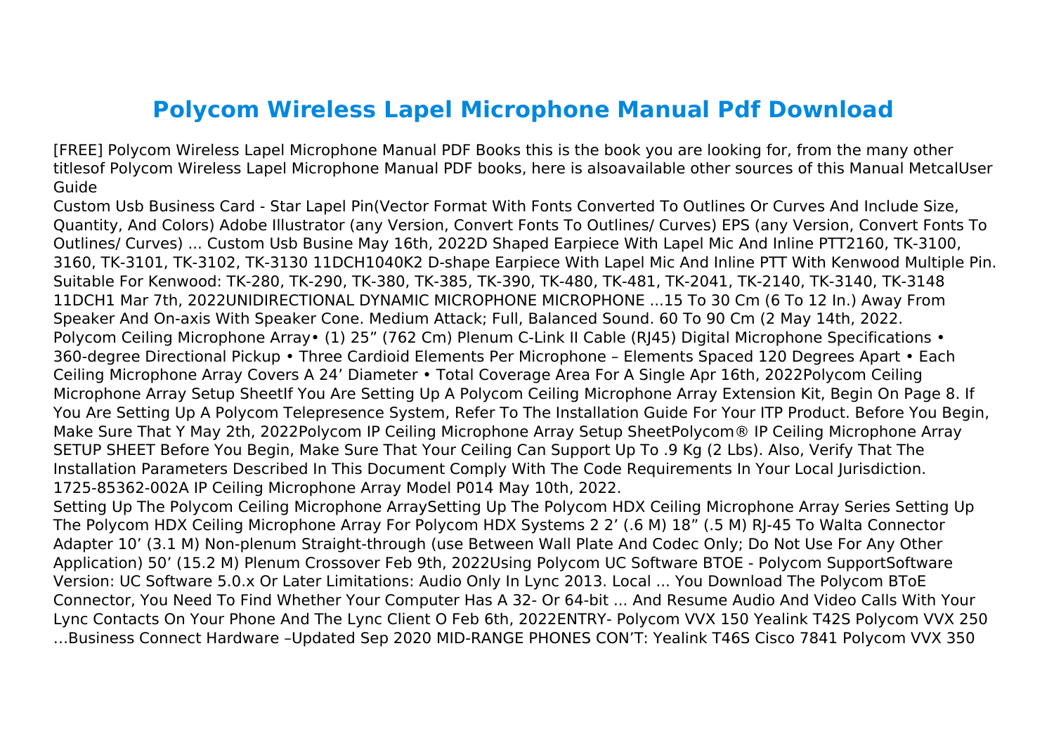# Polycom Wireless Lapel Microphone Manual Pdf Download

[FREE] Polycom Wireless Lapel Microphone Manual PDF Books this is the book you are looking for, from the many other titlesof Polycom Wireless Lapel Microphone Manual PDF books, here is alsoavailable other sources of this Manual MetcalUser Guide

Custom Usb Business Card - Star Lapel Pin(Vector Format With Fonts Converted To Outlines Or Curves And Include Size, Quantity, And Colors) Adobe Illustrator (any Version, Convert Fonts To Outlines/ Curves) EPS (any Version, Convert Fonts To Outlines/ Curves) ... Custom Usb Busine May 16th, 2022D Shaped Earpiece With Lapel Mic And Inline PTT2160, TK-3100, 3160, TK-3101, TK-3102, TK-3130 11DCH1040K2 D-shape Earpiece With Lapel Mic And Inline PTT With Kenwood Multiple Pin. Suitable For Kenwood: TK-280, TK-290, TK-380, TK-385, TK-390, TK-480, TK-481, TK-2041, TK-2140, TK-3140, TK-3148 11DCH1 Mar 7th, 2022UNIDIRECTIONAL DYNAMIC MICROPHONE MICROPHONE ...15 To 30 Cm (6 To 12 In.) Away From Speaker And On-axis With Speaker Cone. Medium Attack; Full, Balanced Sound. 60 To 90 Cm (2 May 14th, 2022. Polycom Ceiling Microphone Array• (1) 25" (762 Cm) Plenum C-Link II Cable (RJ45) Digital Microphone Specifications • 360-degree Directional Pickup • Three Cardioid Elements Per Microphone – Elements Spaced 120 Degrees Apart • Each Ceiling Microphone Array Covers A 24' Diameter • Total Coverage Area For A Single Apr 16th, 2022Polycom Ceiling Microphone Array Setup SheetIf You Are Setting Up A Polycom Ceiling Microphone Array Extension Kit, Begin On Page 8. If You Are Setting Up A Polycom Telepresence System, Refer To The Installation Guide For Your ITP Product. Before You Begin, Make Sure That Y May 2th, 2022Polycom IP Ceiling Microphone Array Setup SheetPolycom® IP Ceiling Microphone Array SETUP SHEET Before You Begin, Make Sure That Your Ceiling Can Support Up To .9 Kg (2 Lbs). Also, Verify That The Installation Parameters Described In This Document Comply With The Code Requirements In Your Local Jurisdiction. 1725-85362-002A IP Ceiling Microphone Array Model P014 May 10th, 2022.

Setting Up The Polycom Ceiling Microphone ArraySetting Up The Polycom HDX Ceiling Microphone Array Series Setting Up The Polycom HDX Ceiling Microphone Array For Polycom HDX Systems 2 2' (.6 M) 18" (.5 M) RJ-45 To Walta Connector Adapter 10' (3.1 M) Non-plenum Straight-through (use Between Wall Plate And Codec Only; Do Not Use For Any Other Application) 50' (15.2 M) Plenum Crossover Feb 9th, 2022Using Polycom UC Software BTOE - Polycom SupportSoftware Version: UC Software 5.0.x Or Later Limitations: Audio Only In Lync 2013. Local ... You Download The Polycom BToE Connector, You Need To Find Whether Your Computer Has A 32- Or 64-bit ... And Resume Audio And Video Calls With Your Lync Contacts On Your Phone And The Lync Client O Feb 6th, 2022ENTRY- Polycom VVX 150 Yealink T42S Polycom VVX 250 …Business Connect Hardware –Updated Sep 2020 MID-RANGE PHONES CON'T: Yealink T46S Cisco 7841 Polycom VVX 350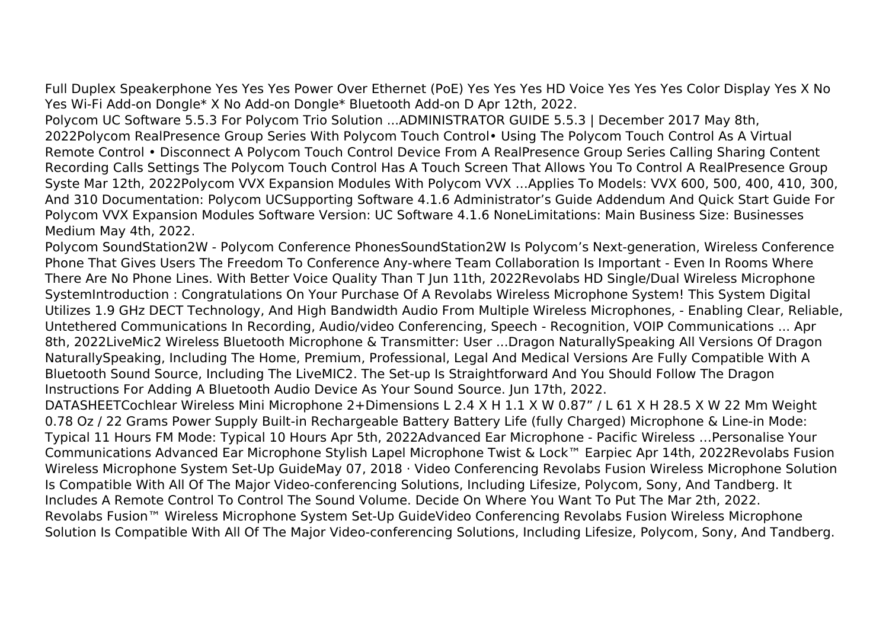Full Duplex Speakerphone Yes Yes Yes Power Over Ethernet (PoE) Yes Yes Yes HD Voice Yes Yes Yes Color Display Yes X No Yes Wi-Fi Add-on Dongle* X No Add-on Dongle* Bluetooth Add-on D Apr 12th, 2022.

Polycom UC Software 5.5.3 For Polycom Trio Solution ...ADMINISTRATOR GUIDE 5.5.3 | December 2017 May 8th, 2022Polycom RealPresence Group Series With Polycom Touch Control• Using The Polycom Touch Control As A Virtual Remote Control • Disconnect A Polycom Touch Control Device From A RealPresence Group Series Calling Sharing Content Recording Calls Settings The Polycom Touch Control Has A Touch Screen That Allows You To Control A RealPresence Group Syste Mar 12th, 2022Polycom VVX Expansion Modules With Polycom VVX …Applies To Models: VVX 600, 500, 400, 410, 300, And 310 Documentation: Polycom UCSupporting Software 4.1.6 Administrator's Guide Addendum And Quick Start Guide For Polycom VVX Expansion Modules Software Version: UC Software 4.1.6 NoneLimitations: Main Business Size: Businesses Medium May 4th, 2022.

Polycom SoundStation2W - Polycom Conference PhonesSoundStation2W Is Polycom's Next-generation, Wireless Conference Phone That Gives Users The Freedom To Conference Any-where Team Collaboration Is Important - Even In Rooms Where There Are No Phone Lines. With Better Voice Quality Than T Jun 11th, 2022Revolabs HD Single/Dual Wireless Microphone SystemIntroduction : Congratulations On Your Purchase Of A Revolabs Wireless Microphone System! This System Digital Utilizes 1.9 GHz DECT Technology, And High Bandwidth Audio From Multiple Wireless Microphones, - Enabling Clear, Reliable, Untethered Communications In Recording, Audio/video Conferencing, Speech - Recognition, VOIP Communications ... Apr 8th, 2022LiveMic2 Wireless Bluetooth Microphone & Transmitter: User ...Dragon NaturallySpeaking All Versions Of Dragon NaturallySpeaking, Including The Home, Premium, Professional, Legal And Medical Versions Are Fully Compatible With A Bluetooth Sound Source, Including The LiveMIC2. The Set-up Is Straightforward And You Should Follow The Dragon Instructions For Adding A Bluetooth Audio Device As Your Sound Source. Jun 17th, 2022.

DATASHEETCochlear Wireless Mini Microphone 2+Dimensions L 2.4 X H 1.1 X W 0.87" / L 61 X H 28.5 X W 22 Mm Weight 0.78 Oz / 22 Grams Power Supply Built-in Rechargeable Battery Battery Life (fully Charged) Microphone & Line-in Mode: Typical 11 Hours FM Mode: Typical 10 Hours Apr 5th, 2022Advanced Ear Microphone - Pacific Wireless …Personalise Your Communications Advanced Ear Microphone Stylish Lapel Microphone Twist & Lock™ Earpiec Apr 14th, 2022Revolabs Fusion Wireless Microphone System Set-Up GuideMay 07, 2018 · Video Conferencing Revolabs Fusion Wireless Microphone Solution Is Compatible With All Of The Major Video-conferencing Solutions, Including Lifesize, Polycom, Sony, And Tandberg. It Includes A Remote Control To Control The Sound Volume. Decide On Where You Want To Put The Mar 2th, 2022.

Revolabs Fusion™ Wireless Microphone System Set-Up GuideVideo Conferencing Revolabs Fusion Wireless Microphone Solution Is Compatible With All Of The Major Video-conferencing Solutions, Including Lifesize, Polycom, Sony, And Tandberg.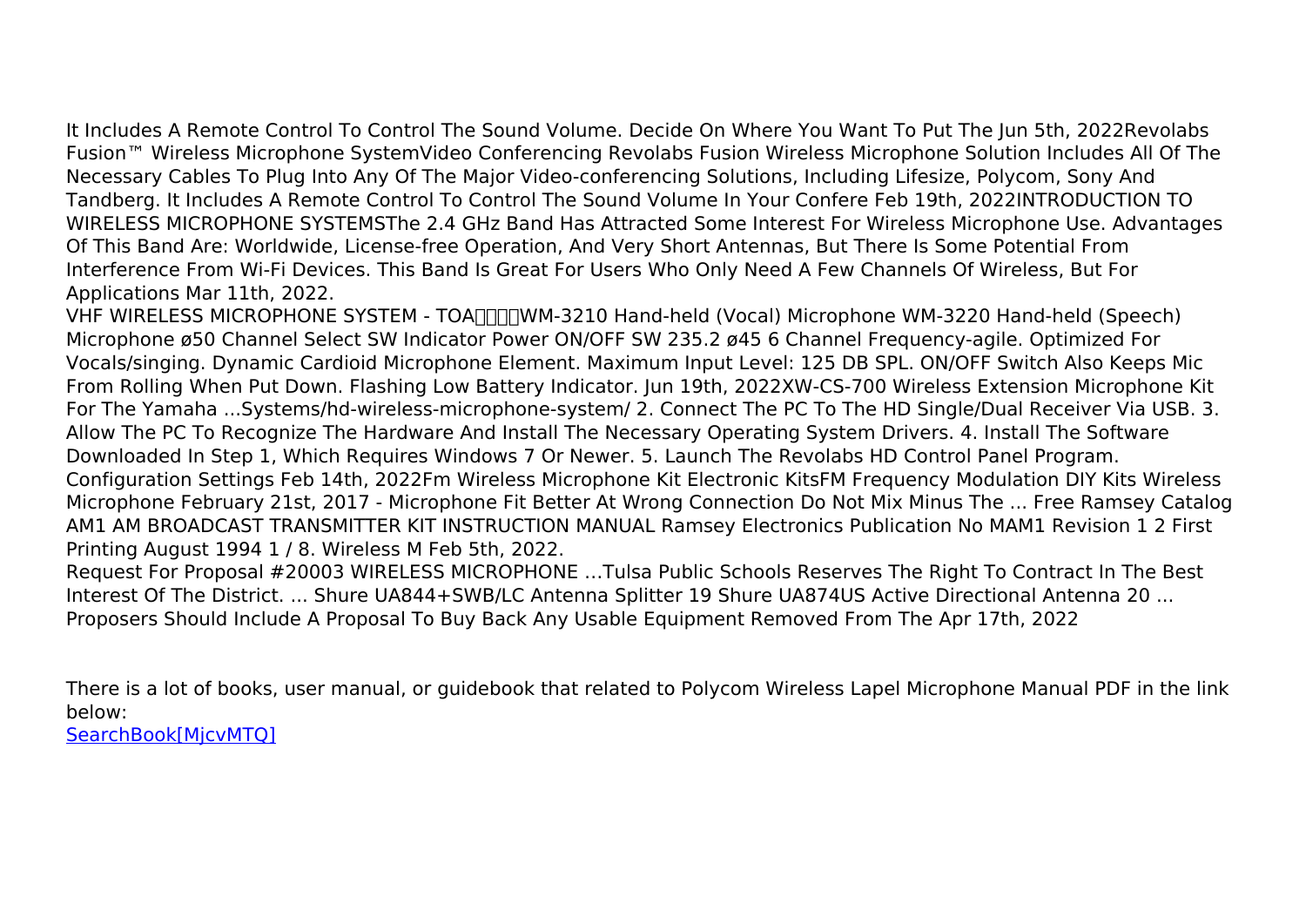It Includes A Remote Control To Control The Sound Volume. Decide On Where You Want To Put The Jun 5th, 2022Revolabs Fusion™ Wireless Microphone SystemVideo Conferencing Revolabs Fusion Wireless Microphone Solution Includes All Of The Necessary Cables To Plug Into Any Of The Major Video-conferencing Solutions, Including Lifesize, Polycom, Sony And Tandberg. It Includes A Remote Control To Control The Sound Volume In Your Confere Feb 19th, 2022INTRODUCTION TO WIRELESS MICROPHONE SYSTEMSThe 2.4 GHz Band Has Attracted Some Interest For Wireless Microphone Use. Advantages Of This Band Are: Worldwide, License-free Operation, And Very Short Antennas, But There Is Some Potential From Interference From Wi-Fi Devices. This Band Is Great For Users Who Only Need A Few Channels Of Wireless, But For Applications Mar 11th, 2022.

VHF WIRELESS MICROPHONE SYSTEM - TOA□□□□WM-3210 Hand-held (Vocal) Microphone WM-3220 Hand-held (Speech) Microphone ø50 Channel Select SW Indicator Power ON/OFF SW 235.2 ø45 6 Channel Frequency-agile. Optimized For Vocals/singing. Dynamic Cardioid Microphone Element. Maximum Input Level: 125 DB SPL. ON/OFF Switch Also Keeps Mic From Rolling When Put Down. Flashing Low Battery Indicator. Jun 19th, 2022XW-CS-700 Wireless Extension Microphone Kit For The Yamaha ...Systems/hd-wireless-microphone-system/ 2. Connect The PC To The HD Single/Dual Receiver Via USB. 3. Allow The PC To Recognize The Hardware And Install The Necessary Operating System Drivers. 4. Install The Software Downloaded In Step 1, Which Requires Windows 7 Or Newer. 5. Launch The Revolabs HD Control Panel Program. Configuration Settings Feb 14th, 2022Fm Wireless Microphone Kit Electronic KitsFM Frequency Modulation DIY Kits Wireless Microphone February 21st, 2017 - Microphone Fit Better At Wrong Connection Do Not Mix Minus The ... Free Ramsey Catalog AM1 AM BROADCAST TRANSMITTER KIT INSTRUCTION MANUAL Ramsey Electronics Publication No MAM1 Revision 1 2 First Printing August 1994 1 / 8. Wireless M Feb 5th, 2022.

Request For Proposal #20003 WIRELESS MICROPHONE …Tulsa Public Schools Reserves The Right To Contract In The Best Interest Of The District. ... Shure UA844+SWB/LC Antenna Splitter 19 Shure UA874US Active Directional Antenna 20 ... Proposers Should Include A Proposal To Buy Back Any Usable Equipment Removed From The Apr 17th, 2022

There is a lot of books, user manual, or guidebook that related to Polycom Wireless Lapel Microphone Manual PDF in the link below:

SearchBook[MjcvMTQ]